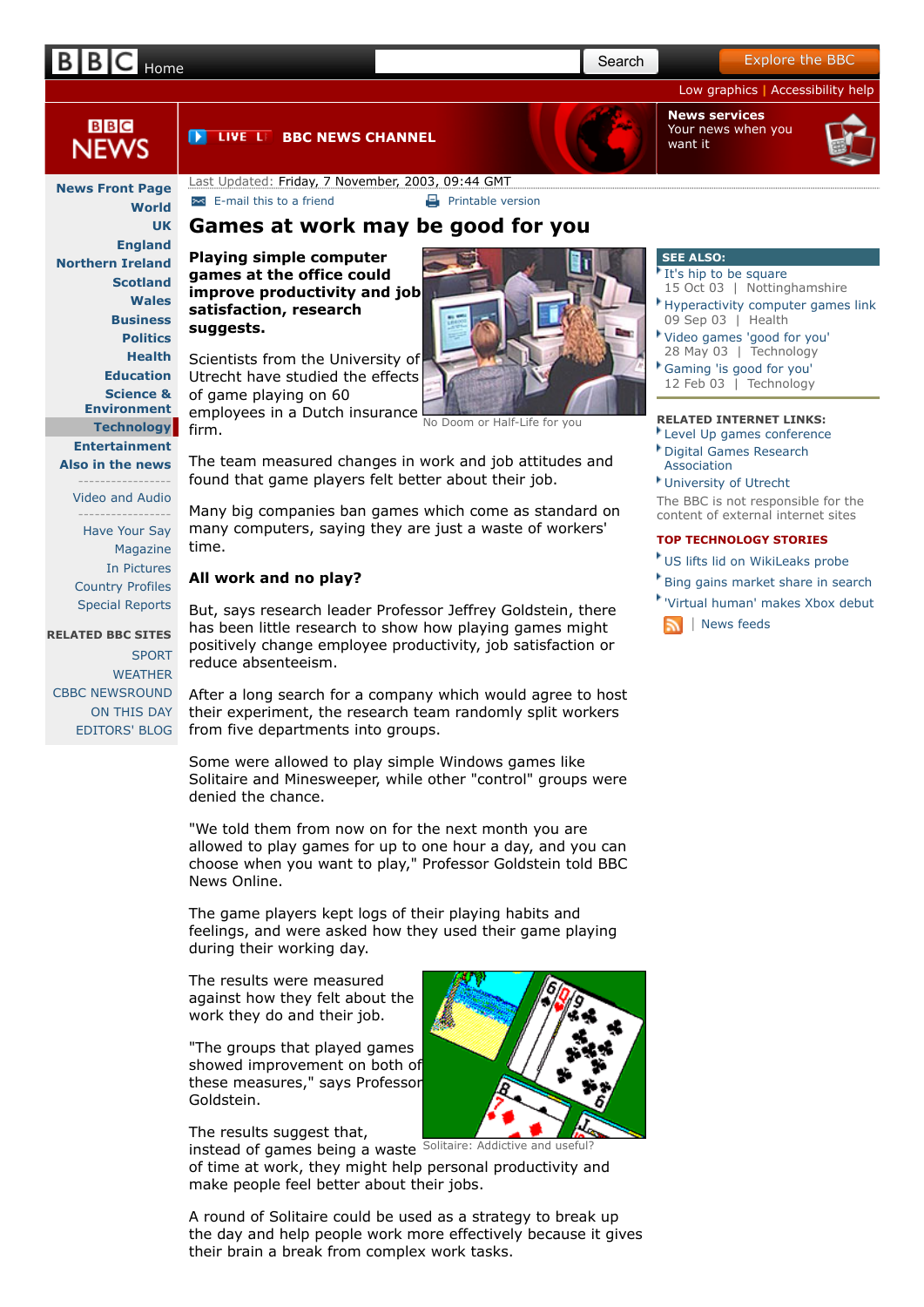Last Updated: Friday, 7 November, 2003, 09:44 GMT

E-mail this to a friend | Printable version

# Games at work may be good for you

**Playing simple computer games at the office could improve productivity and job satisfaction, research suggests.**

No Doom or Half-Life for you

Scientists from the University of Utrecht have studied the effects of game playing on 60 employees in a Dutch insurance firm.

The team measured changes in work and job attitudes and found that game players felt better about their job.

Many big companies ban games which come as standard on many computers, saying they are just a waste of workers' time.

## All work and no play?

But, says research leader Professor Jeffrey Goldstein, there has been little research to show how playing games might positively change employee productivity, job satisfaction or reduce absenteeism.

After a long search for a company which would agree to host their experiment, the research team randomly split workers from five departments into groups.

Some were allowed to play simple Windows games like Solitaire and Minesweeper, while other "control" groups were denied the chance.

"We told them from now on for the next month you are allowed to play games for up to one hour a day, and you can choose when you want to play," Professor Goldstein told BBC News Online.

The game players kept logs of their playing habits and feelings, and were asked how they used their game playing during their working day.

The results were measured against how they felt about the work they do and their job.

"The groups that played games showed improvement on both of these measures," says Professor Goldstein.

Solitaire: Addictive and useful?

The results suggest that, instead of games being a waste of time at work, they might help personal productivity and make people feel better about their jobs.

A round of Solitaire could be used as a strategy to break up the day and help people work more effectively because it gives their brain a break from complex work tasks.

**SEE ALSO:**
- It's hip to be square
  15 Oct 03 | Nottinghamshire
- Hyperactivity computer games link
  09 Sep 03 | Health
- Video games 'good for you'
  28 May 03 | Technology
- Gaming 'is good for you'
  12 Feb 03 | Technology

**RELATED INTERNET LINKS:**
- Level Up games conference
- Digital Games Research Association
- University of Utrecht

The BBC is not responsible for the content of external internet sites

**TOP TECHNOLOGY STORIES**
- US lifts lid on WikiLeaks probe
- Bing gains market share in search
- 'Virtual human' makes Xbox debut

News feeds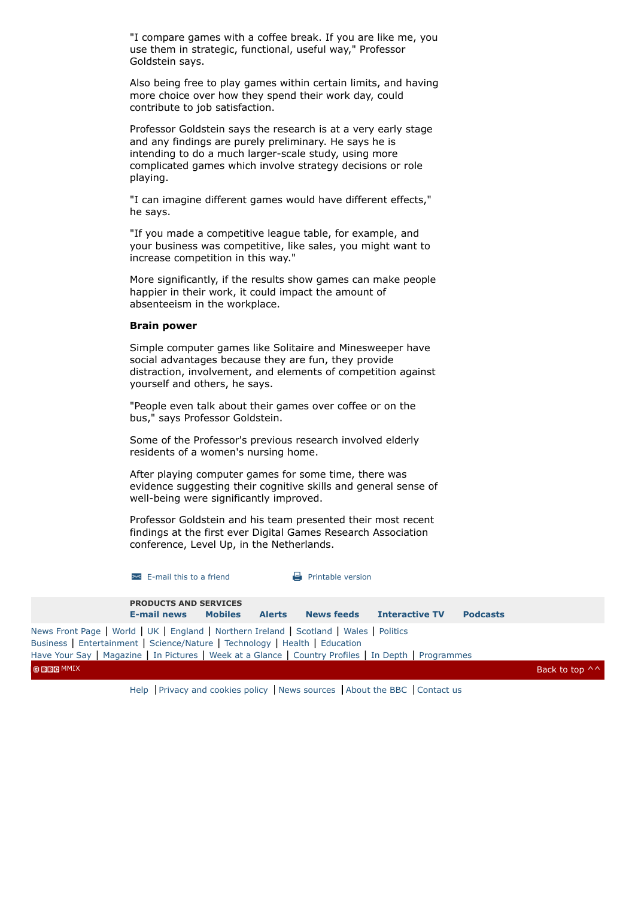"I compare games with a coffee break. If you are like me, you use them in strategic, functional, useful way," Professor Goldstein says.

Also being free to play games within certain limits, and having more choice over how they spend their work day, could contribute to job satisfaction.

Professor Goldstein says the research is at a very early stage and any findings are purely preliminary. He says he is intending to do a much larger-scale study, using more complicated games which involve strategy decisions or role playing.

"I can imagine different games would have different effects," he says.

"If you made a competitive league table, for example, and your business was competitive, like sales, you might want to increase competition in this way."

More significantly, if the results show games can make people happier in their work, it could impact the amount of absenteeism in the workplace.

**Brain power**

Simple computer games like Solitaire and Minesweeper have social advantages because they are fun, they provide distraction, involvement, and elements of competition against yourself and others, he says.

"People even talk about their games over coffee or on the bus," says Professor Goldstein.

Some of the Professor's previous research involved elderly residents of a women's nursing home.

After playing computer games for some time, there was evidence suggesting their cognitive skills and general sense of well-being were significantly improved.

Professor Goldstein and his team presented their most recent findings at the first ever Digital Games Research Association conference, Level Up, in the Netherlands.

E-mail this to a friend | Printable version

**PRODUCTS AND SERVICES**
**E-mail news** | **Mobiles** | **Alerts** | **News feeds** | **Interactive TV** | **Podcasts**

News Front Page | World | UK | England | Northern Ireland | Scotland | Wales | Politics
Business | Entertainment | Science/Nature | Technology | Health | Education
Have Your Say | Magazine | In Pictures | Week at a Glance | Country Profiles | In Depth | Programmes

© BBC MMIX | Back to top ^^

Help | Privacy and cookies policy | News sources | About the BBC | Contact us